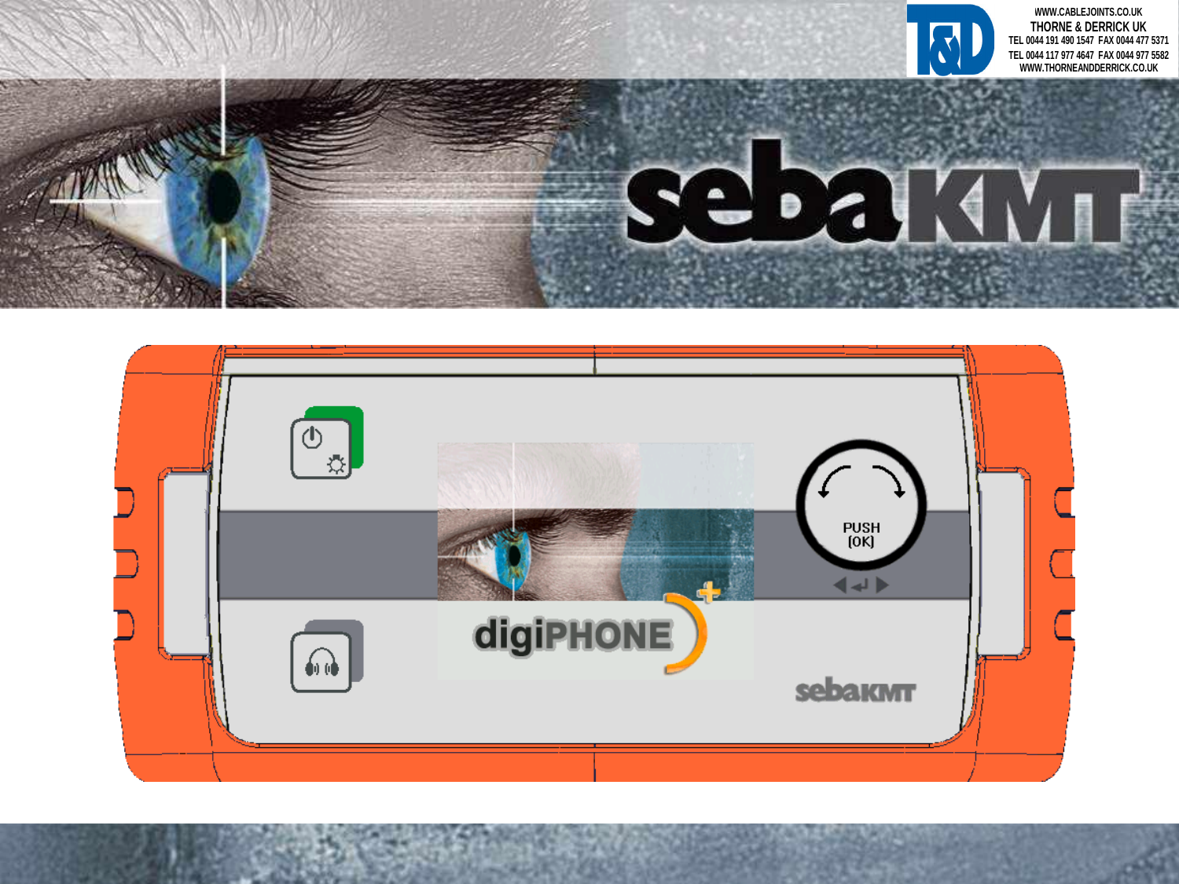WWW.CABLEJOINTS.CO.UK
THORNE & DERRICK UK
TEL 0044 191 490 1547 FAX 0044 477 5371
TEL 0044 117 977 4647 FAX 0044 977 5582
WWW.THORNEANDDERRICK.CO.UK

# sebaKMT

PUSH
(OK)

digiPHONE+

sebaKMT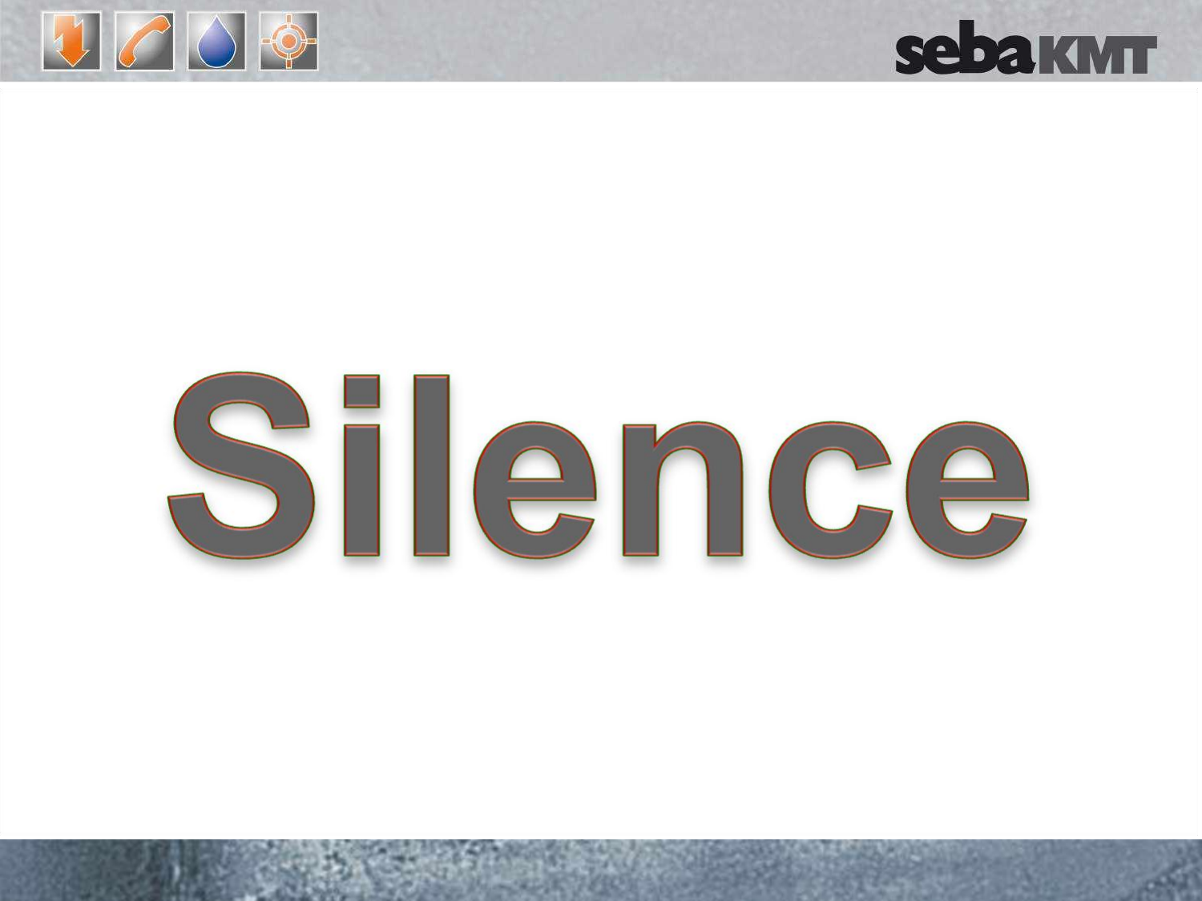# Silence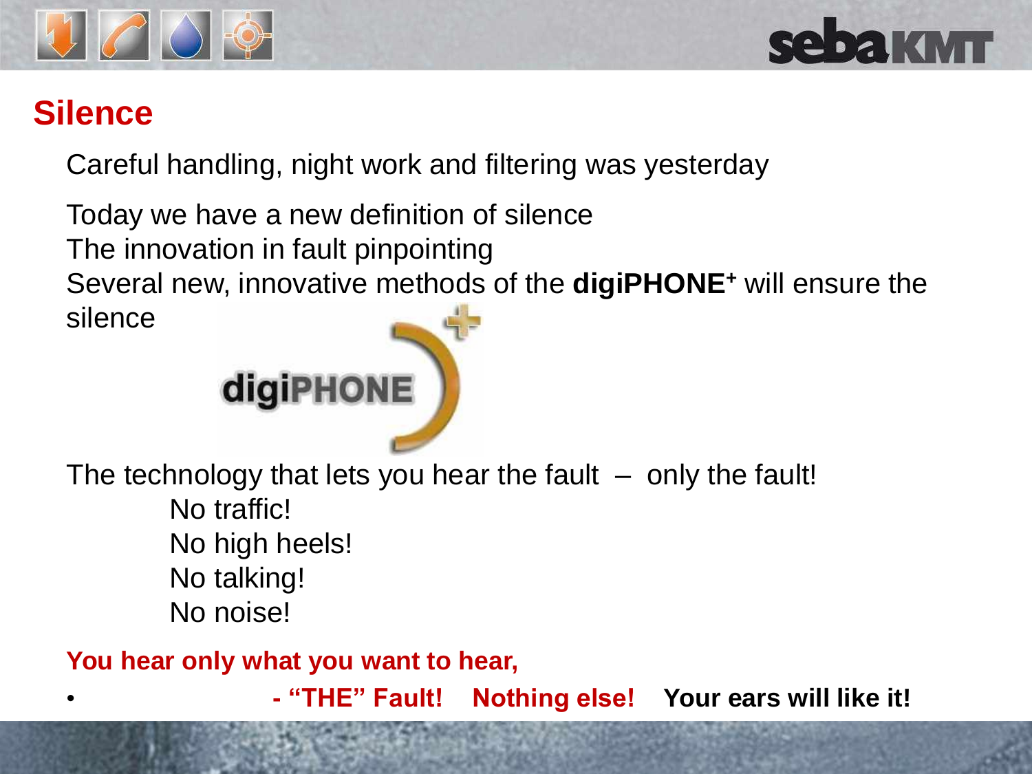# Silence

Careful handling, night work and filtering was yesterday

Today we have a new definition of silence
The innovation in fault pinpointing
Several new, innovative methods of the **digiPHONE$^{+}$** will ensure the silence

The technology that lets you hear the fault – only the fault!

No traffic!
No high heels!
No talking!
No noise!

**You hear only what you want to hear,**

- **- "THE" Fault! Nothing else! Your ears will like it!**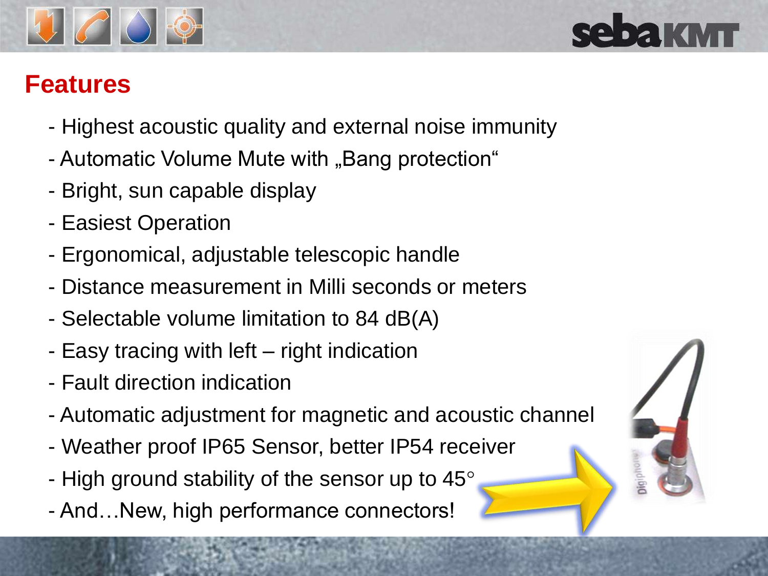# Features

- Highest acoustic quality and external noise immunity
- Automatic Volume Mute with „Bang protection“
- Bright, sun capable display
- Easiest Operation
- Ergonomical, adjustable telescopic handle
- Distance measurement in Milli seconds or meters
- Selectable volume limitation to 84 dB(A)
- Easy tracing with left – right indication
- Fault direction indication
- Automatic adjustment for magnetic and acoustic channel
- Weather proof IP65 Sensor, better IP54 receiver
- High ground stability of the sensor up to 45°
- And…New, high performance connectors!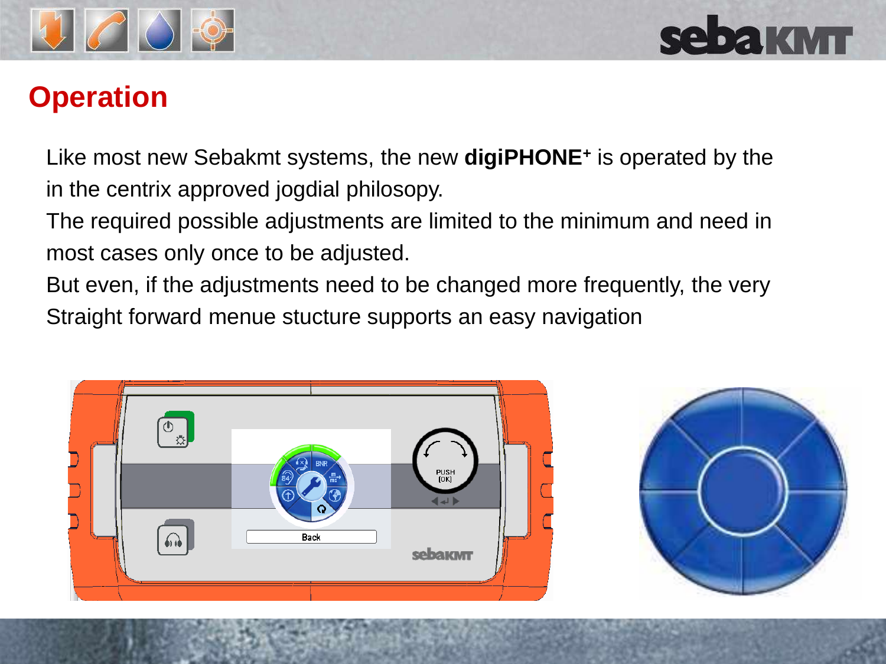# Operation

Like most new Sebakmt systems, the new **digiPHONE⁺** is operated by the in the centrix approved jogdial philosopy.
The required possible adjustments are limited to the minimum and need in most cases only once to be adjusted.
But even, if the adjustments need to be changed more frequently, the very Straight forward menue stucture supports an easy navigation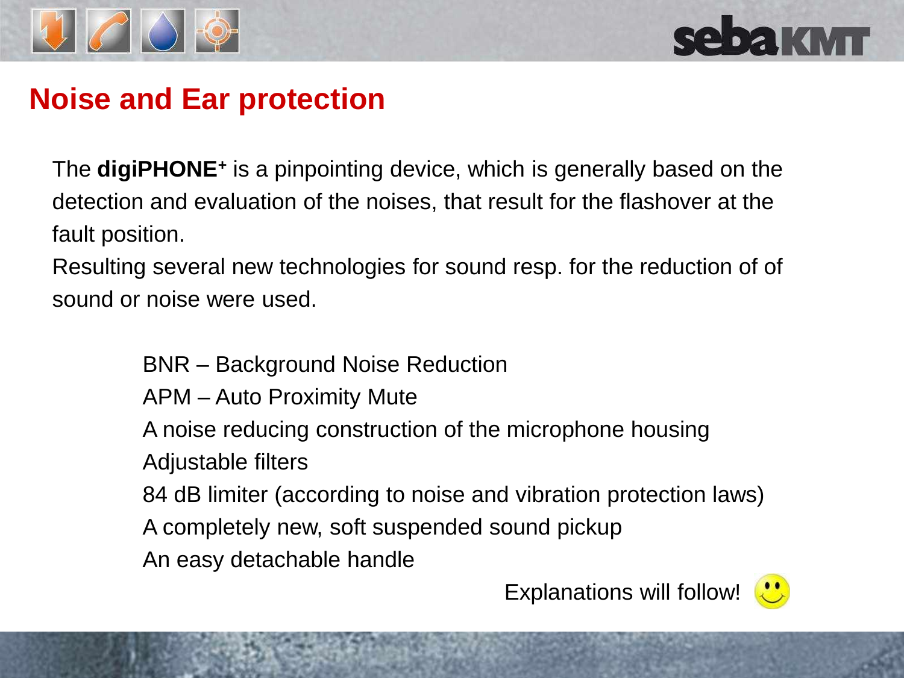# Noise and Ear protection

The **digiPHONE⁺** is a pinpointing device, which is generally based on the detection and evaluation of the noises, that result for the flashover at the fault position.
Resulting several new technologies for sound resp. for the reduction of of sound or noise were used.

- BNR – Background Noise Reduction
- APM – Auto Proximity Mute
- A noise reducing construction of the microphone housing
- Adjustable filters
- 84 dB limiter (according to noise and vibration protection laws)
- A completely new, soft suspended sound pickup
- An easy detachable handle

Explanations will follow!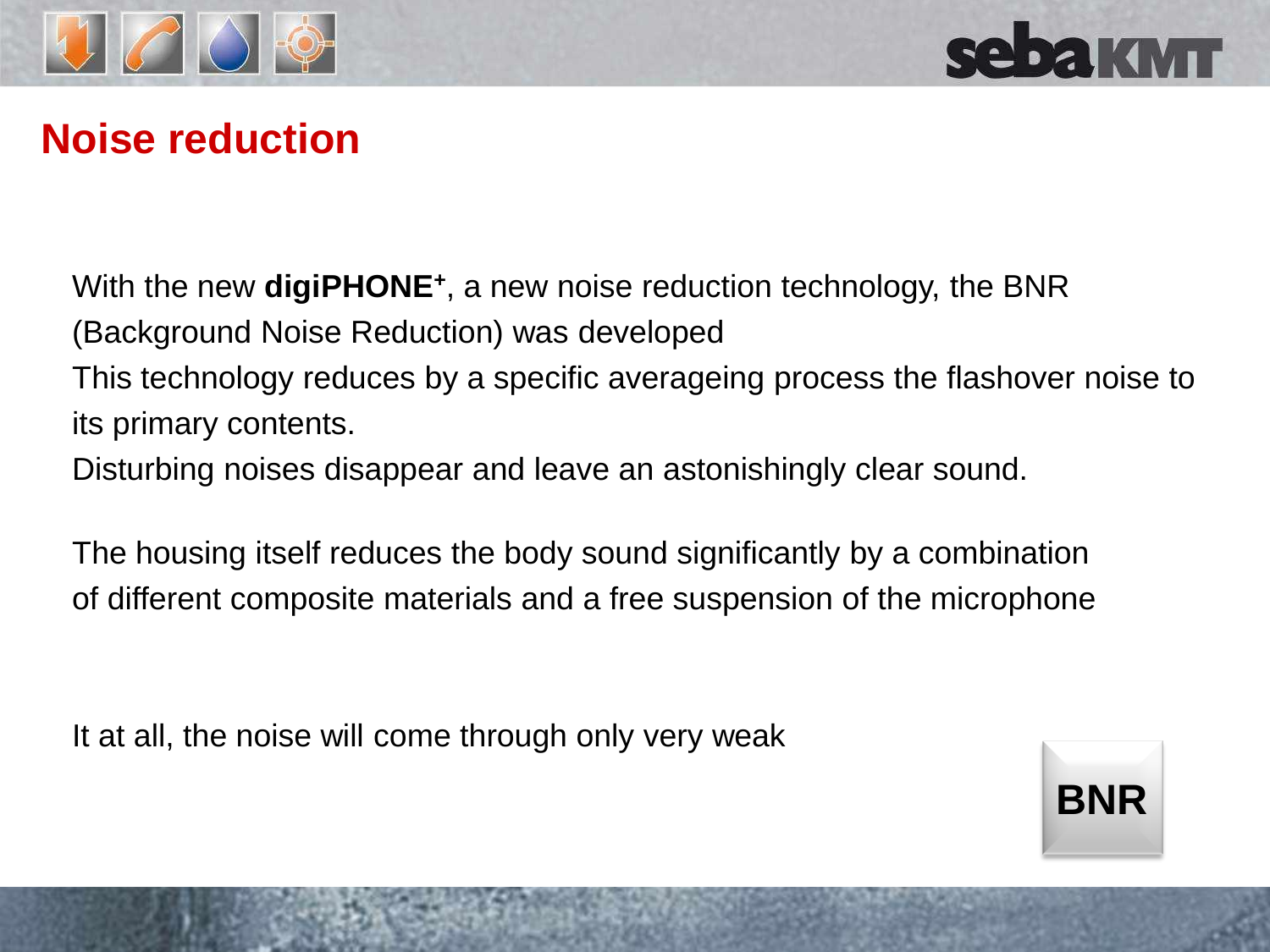# Noise reduction

With the new **digiPHONE+**, a new noise reduction technology, the BNR (Background Noise Reduction) was developed

This technology reduces by a specific averageing process the flashover noise to its primary contents.

Disturbing noises disappear and leave an astonishingly clear sound.

The housing itself reduces the body sound significantly by a combination of different composite materials and a free suspension of the microphone

It at all, the noise will come through only very weak

BNR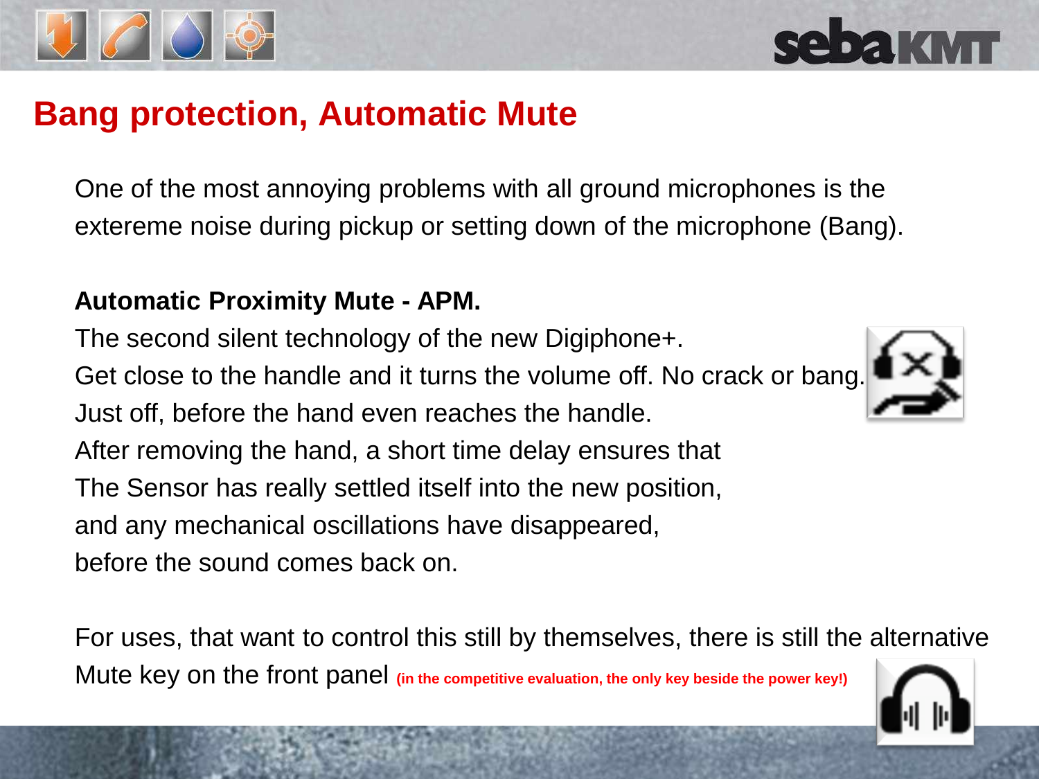# Bang protection, Automatic Mute

One of the most annoying problems with all ground microphones is the extereme noise during pickup or setting down of the microphone (Bang).

**Automatic Proximity Mute - APM.**

The second silent technology of the new Digiphone+.
Get close to the handle and it turns the volume off. No crack or bang.
Just off, before the hand even reaches the handle.
After removing the hand, a short time delay ensures that
The Sensor has really settled itself into the new position,
and any mechanical oscillations have disappeared,
before the sound comes back on.

For uses, that want to control this still by themselves, there is still the alternative Mute key on the front panel **(in the competitive evaluation, the only key beside the power key!)**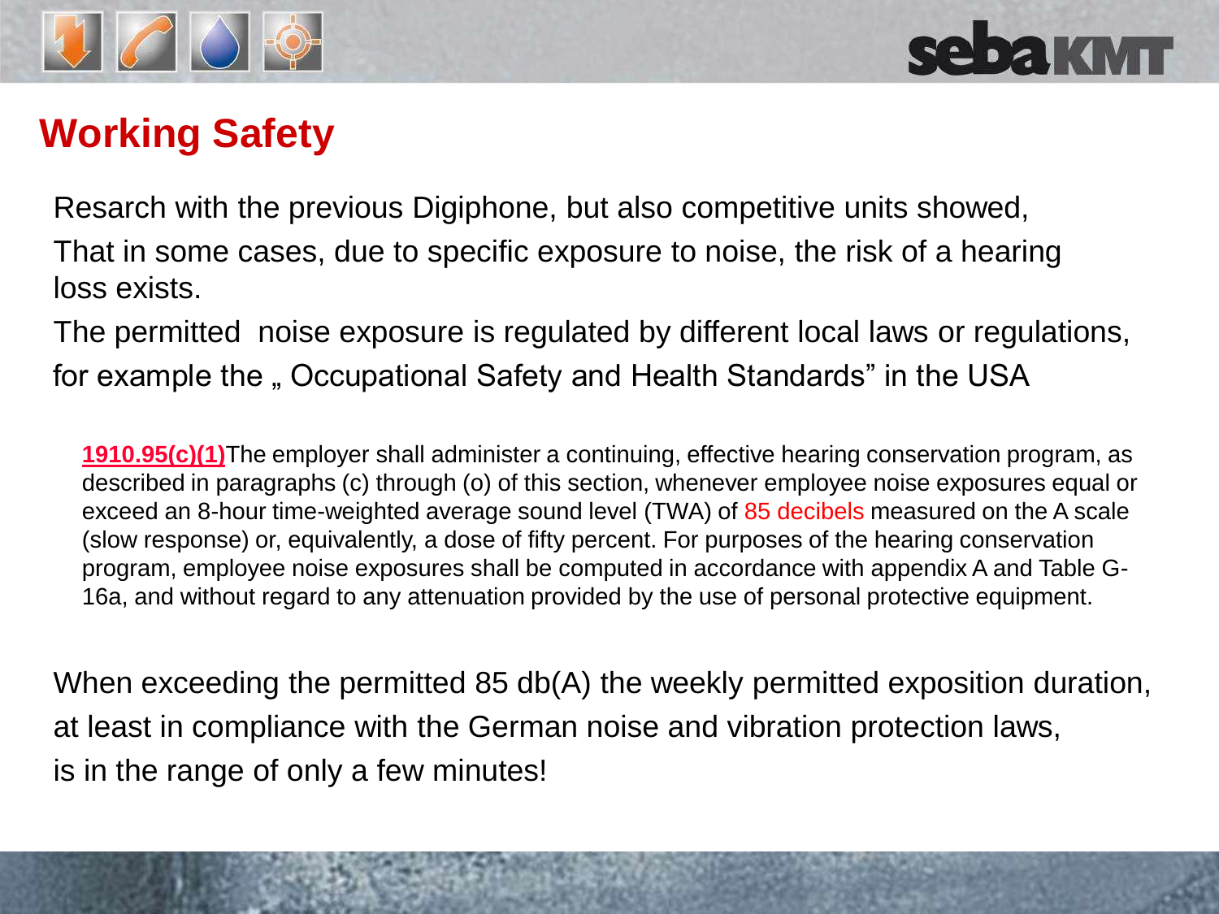# Working Safety

Resarch with the previous Digiphone, but also competitive units showed,
That in some cases, due to specific exposure to noise, the risk of a hearing loss exists.
The permitted noise exposure is regulated by different local laws or regulations, for example the „ Occupational Safety and Health Standards" in the USA

> **1910.95(c)(1)** The employer shall administer a continuing, effective hearing conservation program, as described in paragraphs (c) through (o) of this section, whenever employee noise exposures equal or exceed an 8-hour time-weighted average sound level (TWA) of 85 decibels measured on the A scale (slow response) or, equivalently, a dose of fifty percent. For purposes of the hearing conservation program, employee noise exposures shall be computed in accordance with appendix A and Table G-16a, and without regard to any attenuation provided by the use of personal protective equipment.

When exceeding the permitted 85 db(A) the weekly permitted exposition duration, at least in compliance with the German noise and vibration protection laws, is in the range of only a few minutes!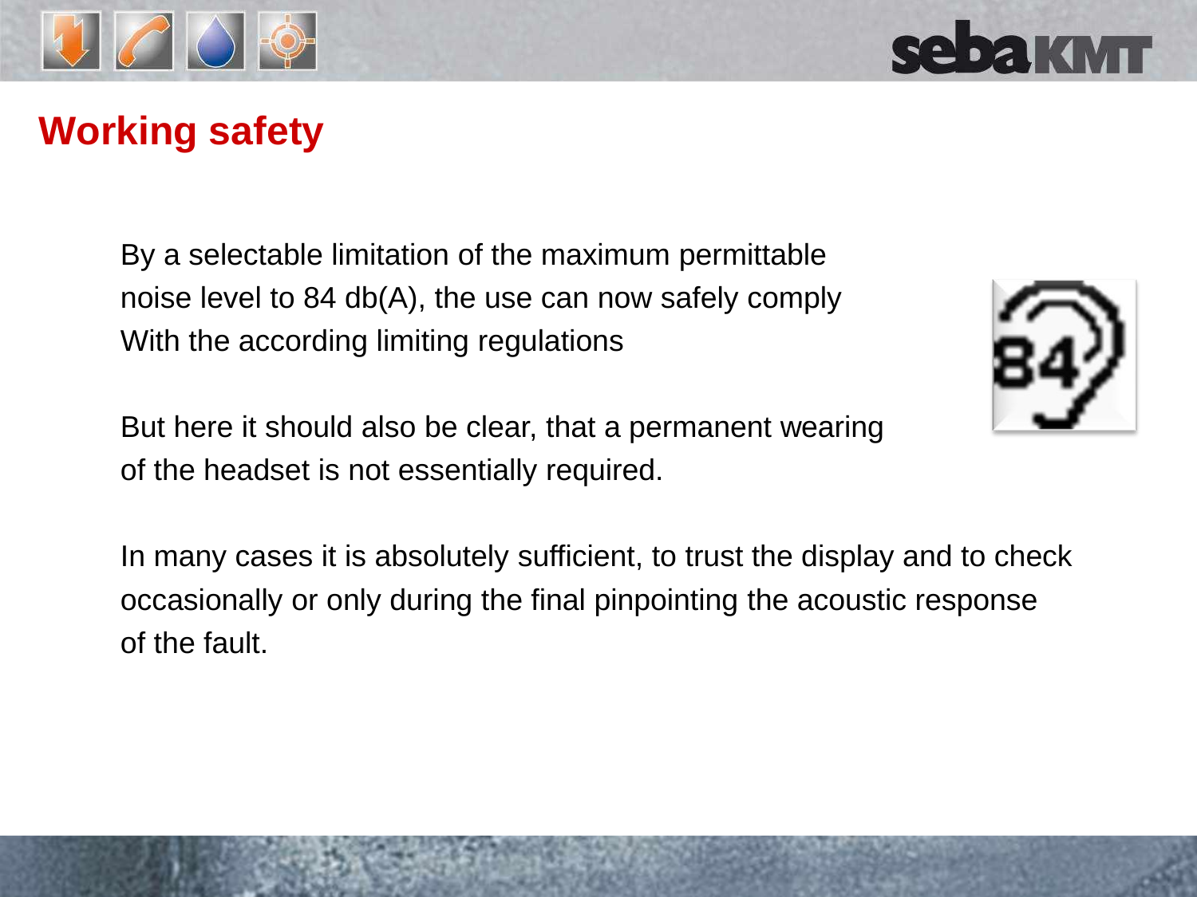# Working safety

By a selectable limitation of the maximum permittable noise level to 84 db(A), the use can now safely comply With the according limiting regulations

But here it should also be clear, that a permanent wearing of the headset is not essentially required.

In many cases it is absolutely sufficient, to trust the display and to check occasionally or only during the final pinpointing the acoustic response of the fault.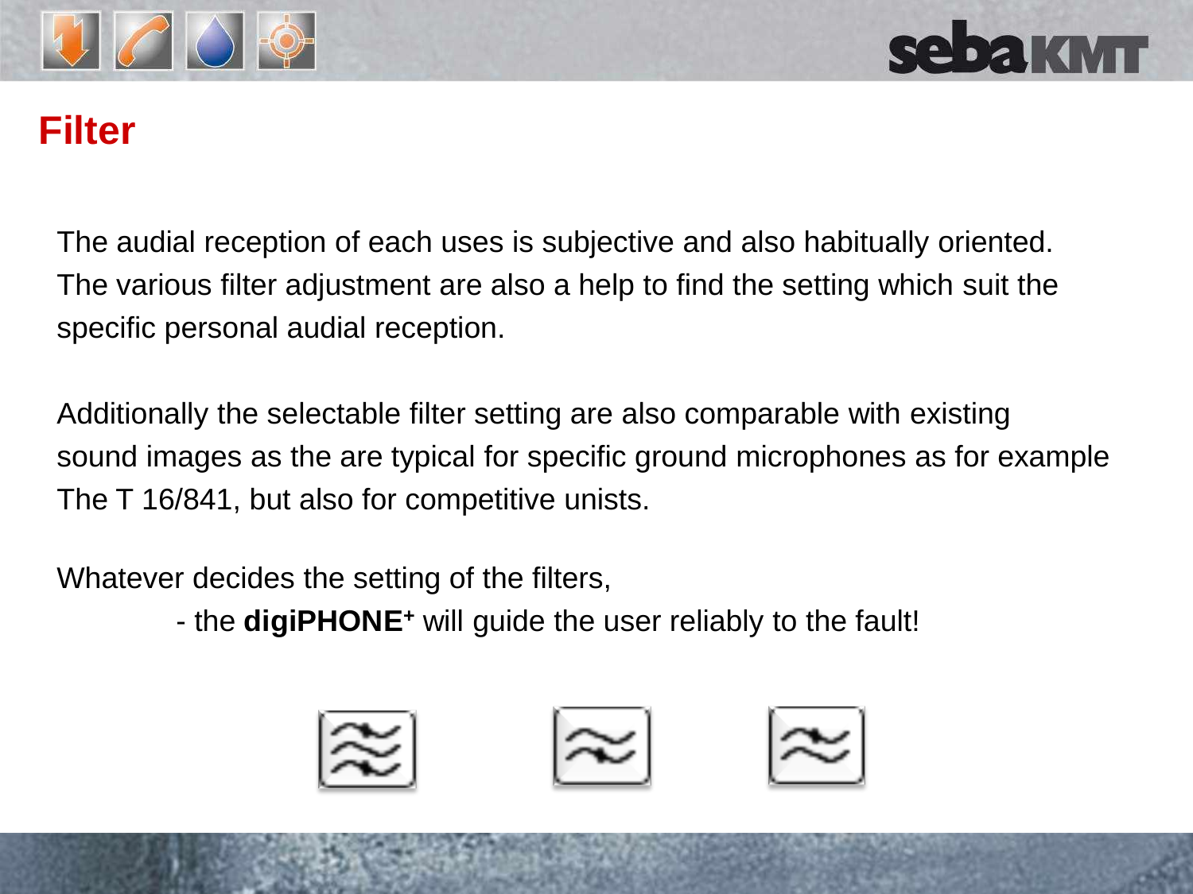# Filter

The audial reception of each uses is subjective and also habitually oriented. The various filter adjustment are also a help to find the setting which suit the specific personal audial reception.

Additionally the selectable filter setting are also comparable with existing sound images as the are typical for specific ground microphones as for example The T 16/841, but also for competitive unists.

Whatever decides the setting of the filters,

- the **digiPHONE$^{+}$** will guide the user reliably to the fault!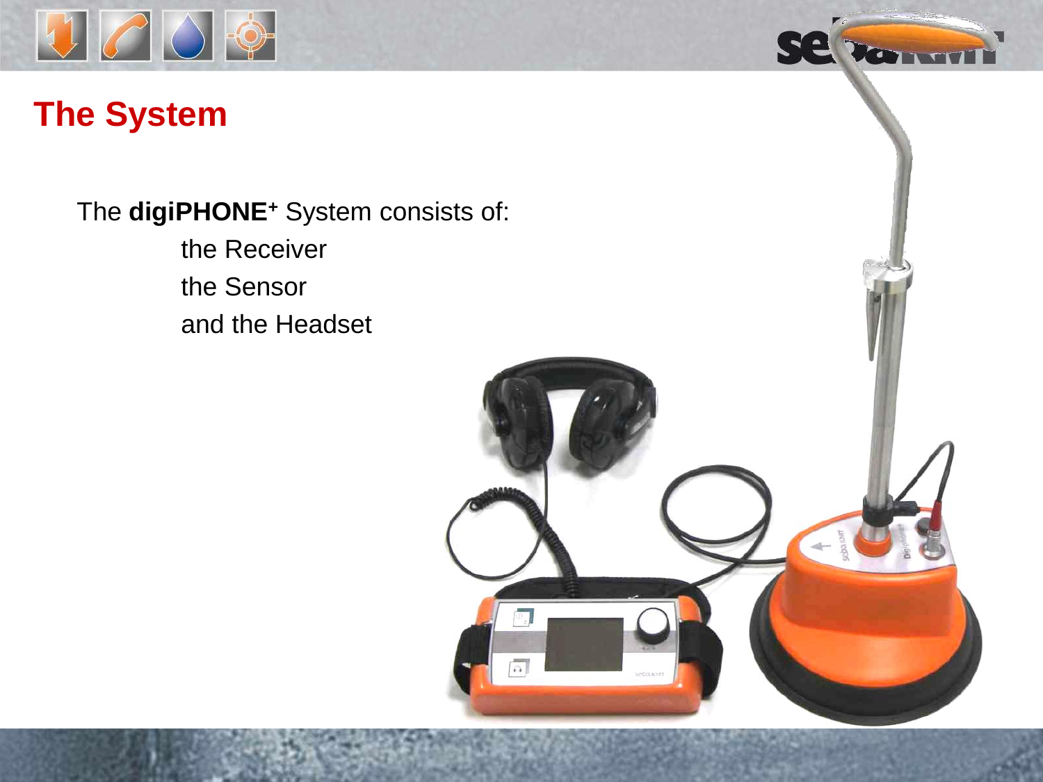# The System

The **digiPHONE+** System consists of:

the Receiver

the Sensor

and the Headset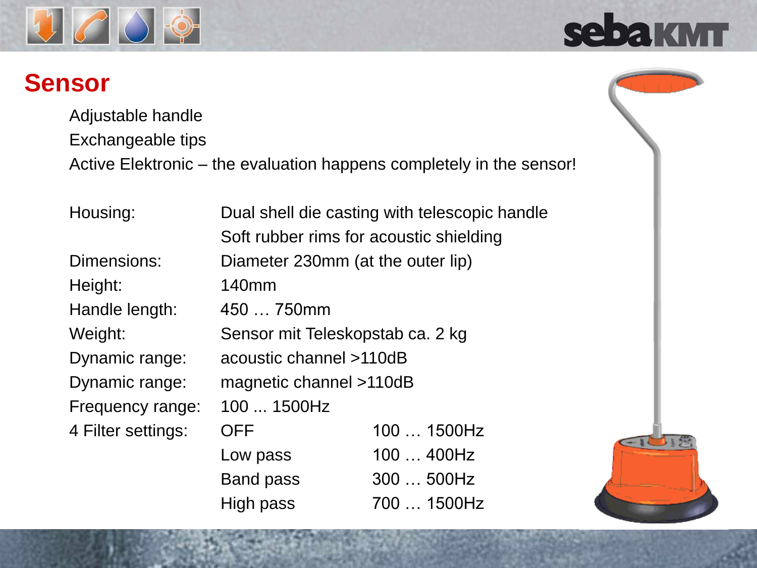# Sensor

Adjustable handle

Exchangeable tips

Active Elektronic – the evaluation happens completely in the sensor!

| | | |
|---|---|---|
| Housing: | Dual shell die casting with telescopic handle | |
| | Soft rubber rims for acoustic shielding | |
| Dimensions: | Diameter 230mm (at the outer lip) | |
| Height: | 140mm | |
| Handle length: | 450 … 750mm | |
| Weight: | Sensor mit Teleskopstab ca. 2 kg | |
| Dynamic range: | acoustic channel >110dB | |
| Dynamic range: | magnetic channel >110dB | |
| Frequency range: | 100 ... 1500Hz | |
| 4 Filter settings: | OFF | 100 … 1500Hz |
| | Low pass | 100 … 400Hz |
| | Band pass | 300 … 500Hz |
| | High pass | 700 … 1500Hz |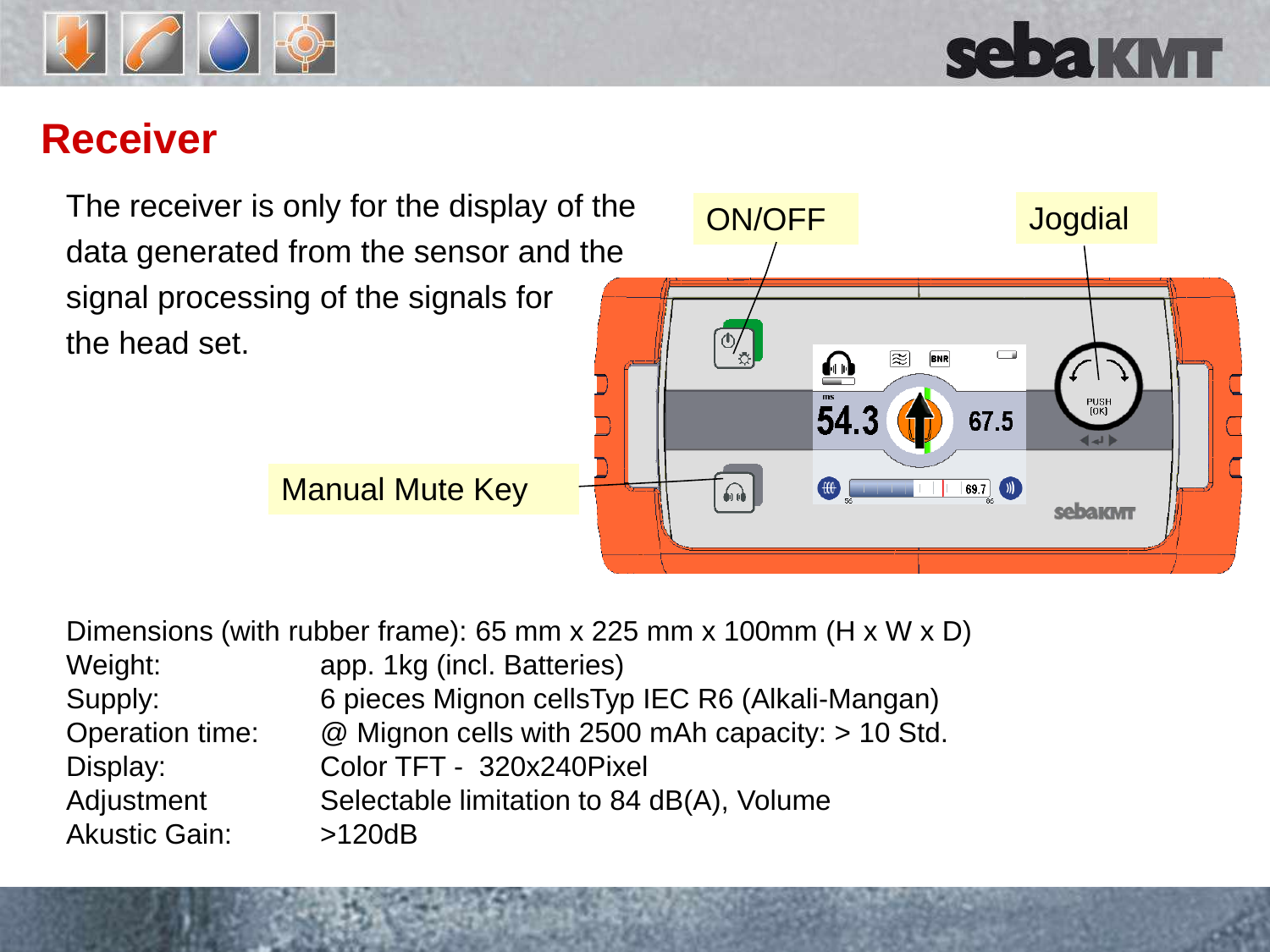# Receiver

The receiver is only for the display of the data generated from the sensor and the signal processing of the signals for the head set.

ON/OFF

Jogdial

Manual Mute Key

| | |
|---|---|
| Dimensions (with rubber frame): | 65 mm x 225 mm x 100mm (H x W x D) |
| Weight: | app. 1kg (incl. Batteries) |
| Supply: | 6 pieces Mignon cellsTyp IEC R6 (Alkali-Mangan) |
| Operation time: | @ Mignon cells with 2500 mAh capacity: > 10 Std. |
| Display: | Color TFT - 320x240Pixel |
| Adjustment | Selectable limitation to 84 dB(A), Volume |
| Akustic Gain: | >120dB |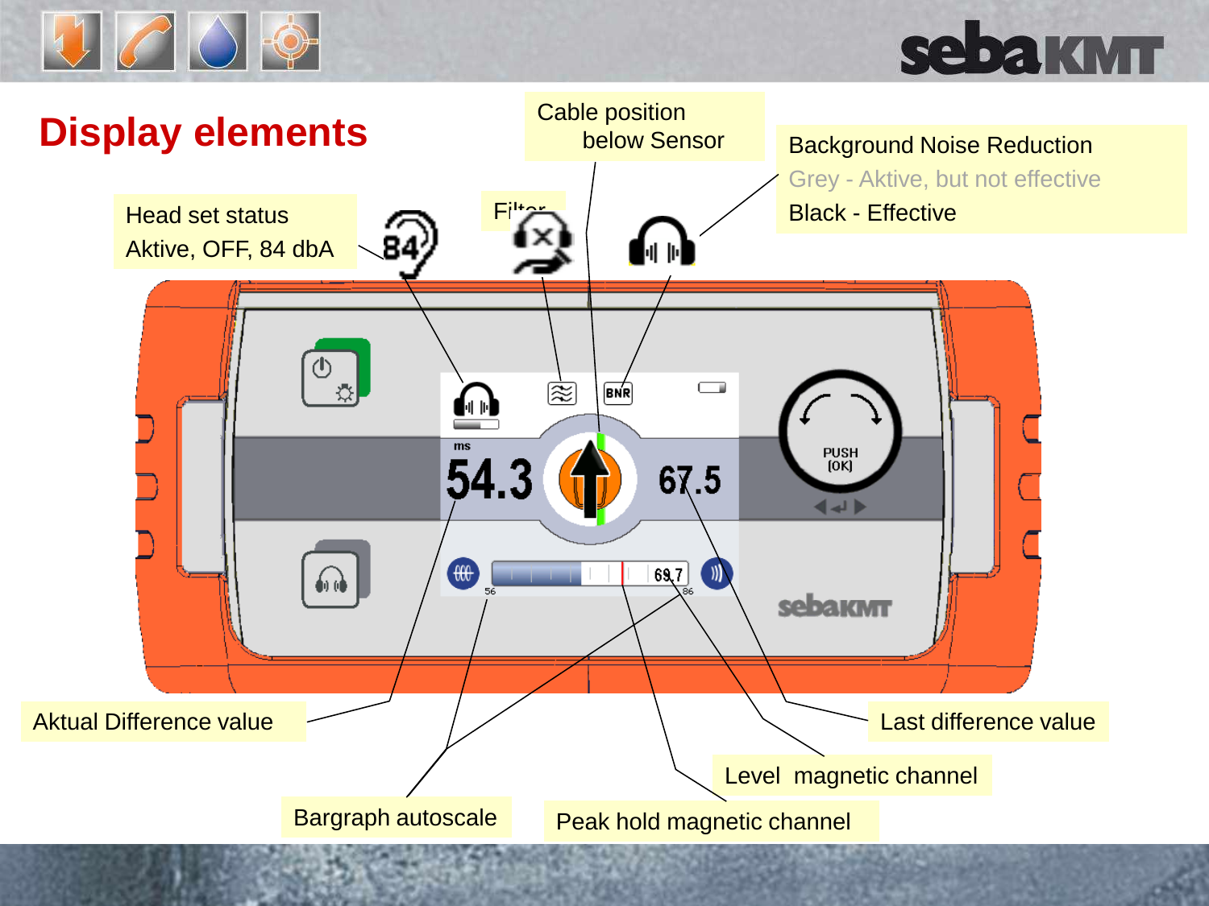# Display elements

Cable position below Sensor

Background Noise Reduction
Grey - Aktive, but not effective
Black - Effective

Head set status
Aktive, OFF, 84 dbA

Filter

Aktual Difference value

Last difference value

Level magnetic channel

Bargraph autoscale

Peak hold magnetic channel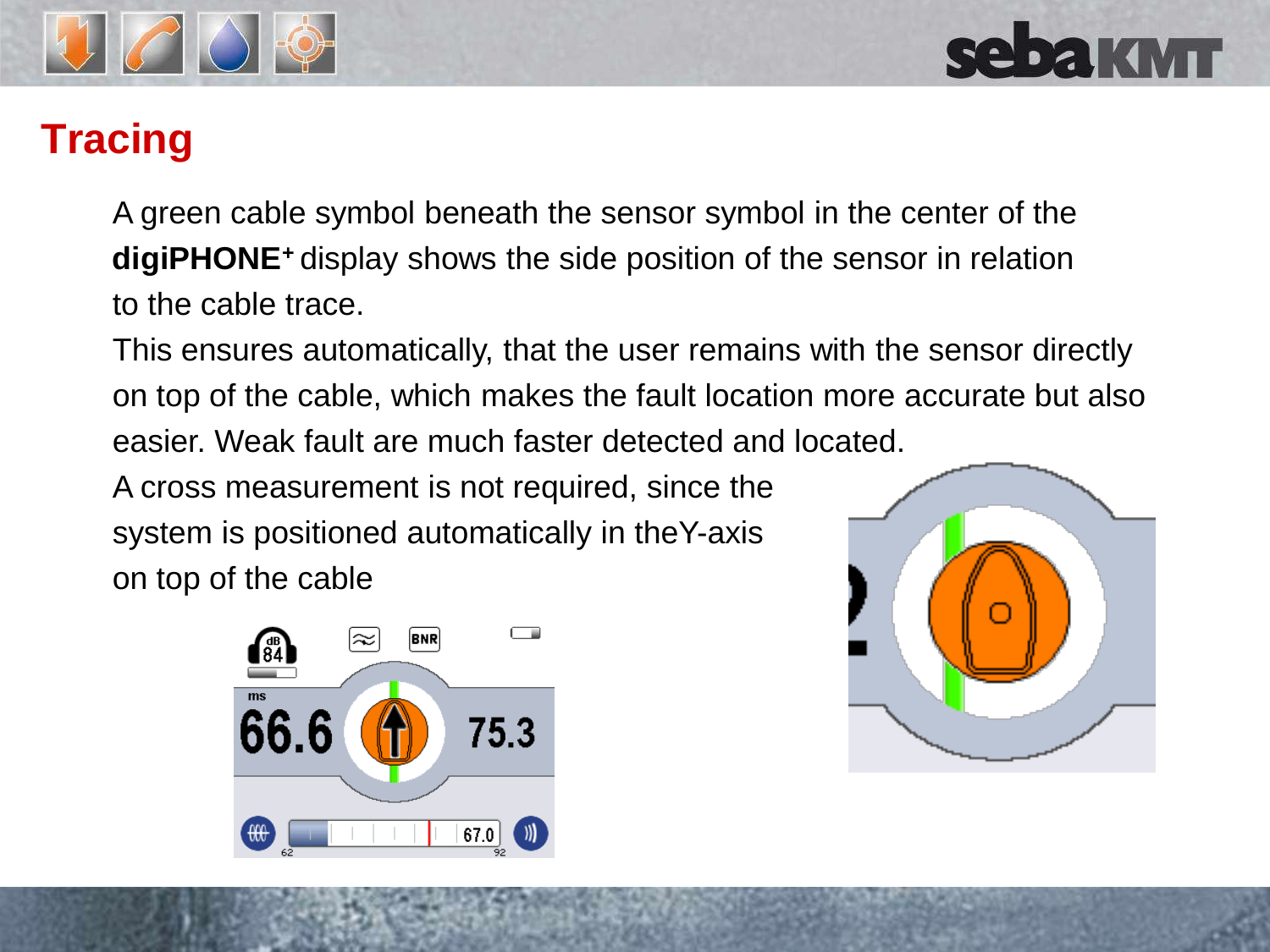# Tracing

A green cable symbol beneath the sensor symbol in the center of the **digiPHONE+** display shows the side position of the sensor in relation to the cable trace.

This ensures automatically, that the user remains with the sensor directly on top of the cable, which makes the fault location more accurate but also easier. Weak fault are much faster detected and located.

A cross measurement is not required, since the system is positioned automatically in theY-axis on top of the cable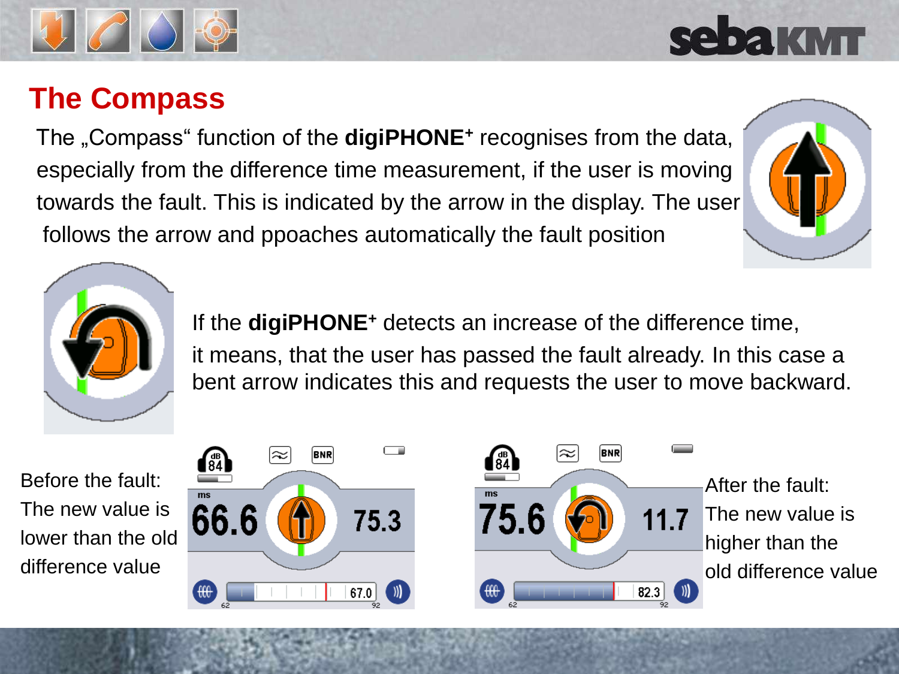# The Compass

The „Compass“ function of the **digiPHONE+** recognises from the data, especially from the difference time measurement, if the user is moving towards the fault. This is indicated by the arrow in the display. The user follows the arrow and ppoaches automatically the fault position

If the **digiPHONE+** detects an increase of the difference time, it means, that the user has passed the fault already. In this case a bent arrow indicates this and requests the user to move backward.

Before the fault:
The new value is lower than the old difference value

After the fault:
The new value is higher than the old difference value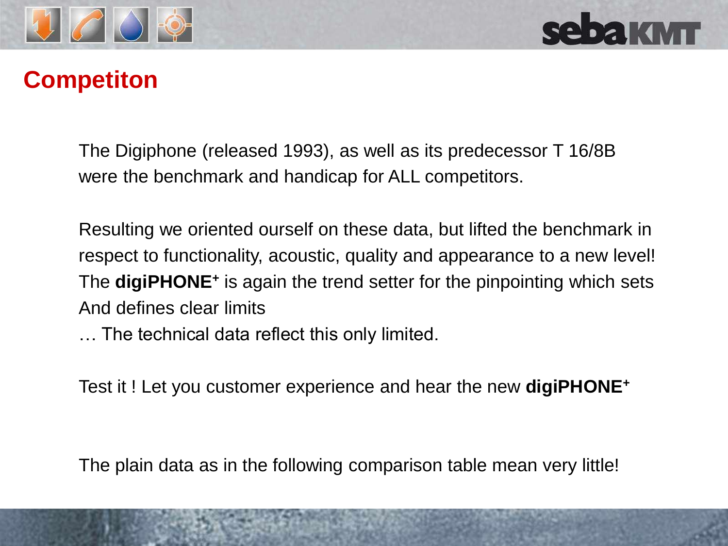# Competiton

The Digiphone (released 1993), as well as its predecessor T 16/8B were the benchmark and handicap for ALL competitors.

Resulting we oriented ourself on these data, but lifted the benchmark in respect to functionality, acoustic, quality and appearance to a new level! The **digiPHONE⁺** is again the trend setter for the pinpointing which sets And defines clear limits

… The technical data reflect this only limited.

Test it ! Let you customer experience and hear the new **digiPHONE⁺**

The plain data as in the following comparison table mean very little!